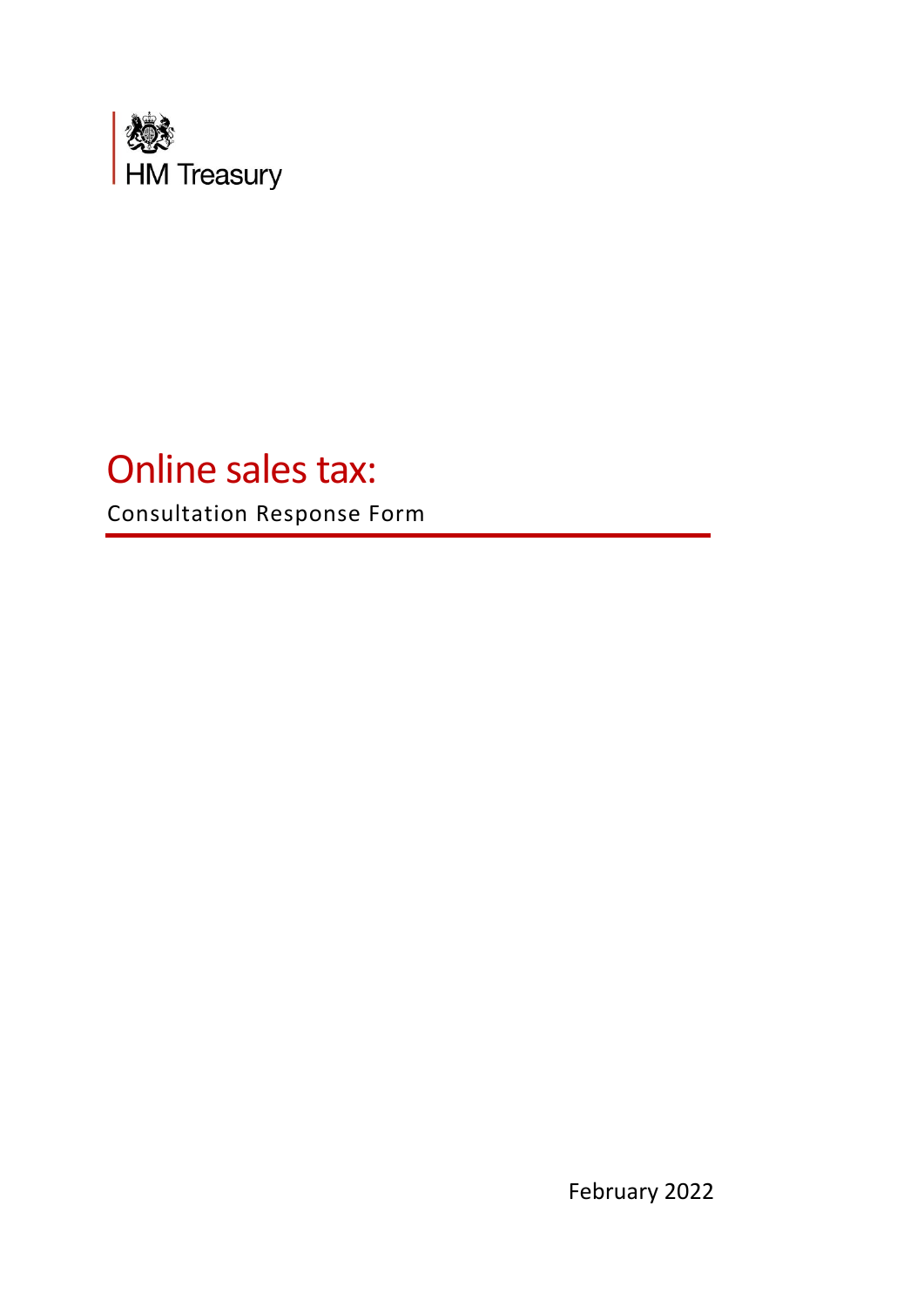HM Treasury

# Online sales tax:

Consultation Response Form

February 2022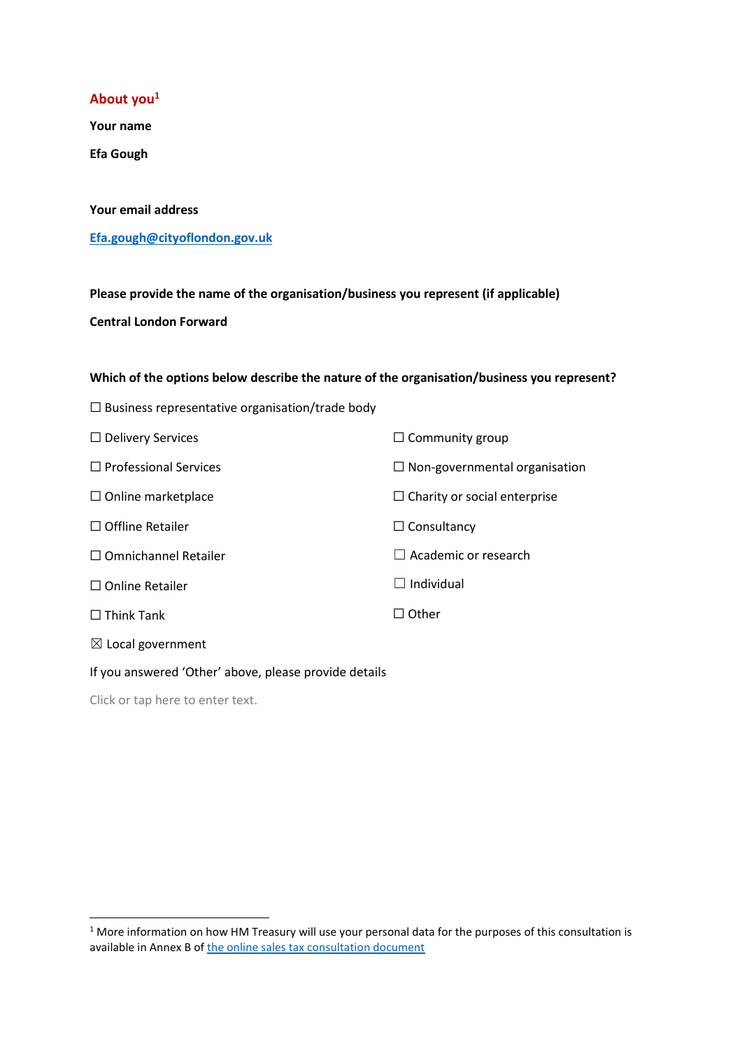## About you[1]

**Your name**

**Efa Gough**

**Your email address**

**[Efa.gough@cityoflondon.gov.uk](mailto:Efa.gough@cityoflondon.gov.uk)**

**Please provide the name of the organisation/business you represent (if applicable)**

**Central London Forward**

**Which of the options below describe the nature of the organisation/business you represent?**

☐ Business representative organisation/trade body

☐ Delivery Services

☐ Professional Services

☐ Online marketplace

☐ Offline Retailer

☐ Omnichannel Retailer

☐ Online Retailer

☐ Think Tank

☒ Local government

☐ Community group

☐ Non-governmental organisation

☐ Charity or social enterprise

☐ Consultancy

☐ Academic or research

☐ Individual

☐ Other

If you answered 'Other' above, please provide details

Click or tap here to enter text.

---

[1] More information on how HM Treasury will use your personal data for the purposes of this consultation is available in Annex B of the online sales tax consultation document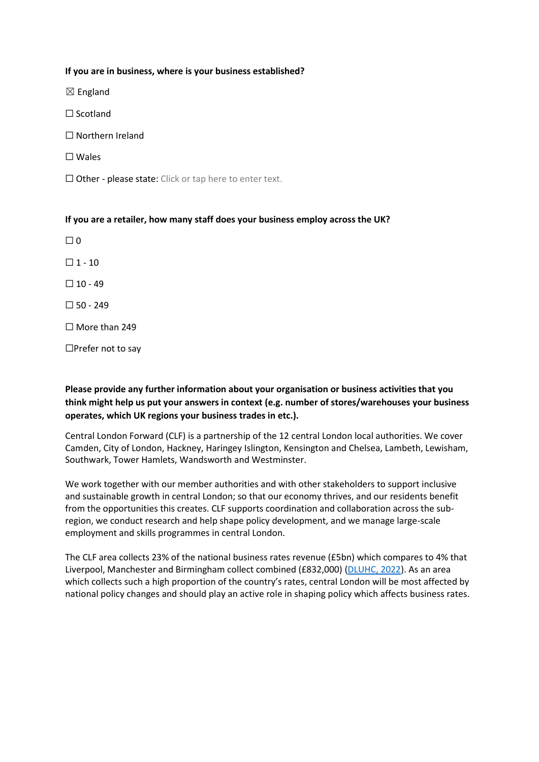**If you are in business, where is your business established?**

☒ England

☐ Scotland

☐ Northern Ireland

☐ Wales

☐ Other - please state: Click or tap here to enter text.

**If you are a retailer, how many staff does your business employ across the UK?**

☐ 0

☐ 1 - 10

☐ 10 - 49

☐ 50 - 249

☐ More than 249

☐Prefer not to say

**Please provide any further information about your organisation or business activities that you think might help us put your answers in context (e.g. number of stores/warehouses your business operates, which UK regions your business trades in etc.).**

Central London Forward (CLF) is a partnership of the 12 central London local authorities. We cover Camden, City of London, Hackney, Haringey Islington, Kensington and Chelsea, Lambeth, Lewisham, Southwark, Tower Hamlets, Wandsworth and Westminster.

We work together with our member authorities and with other stakeholders to support inclusive and sustainable growth in central London; so that our economy thrives, and our residents benefit from the opportunities this creates. CLF supports coordination and collaboration across the sub-region, we conduct research and help shape policy development, and we manage large-scale employment and skills programmes in central London.

The CLF area collects 23% of the national business rates revenue (£5bn) which compares to 4% that Liverpool, Manchester and Birmingham collect combined (£832,000) (DLUHC, 2022). As an area which collects such a high proportion of the country's rates, central London will be most affected by national policy changes and should play an active role in shaping policy which affects business rates.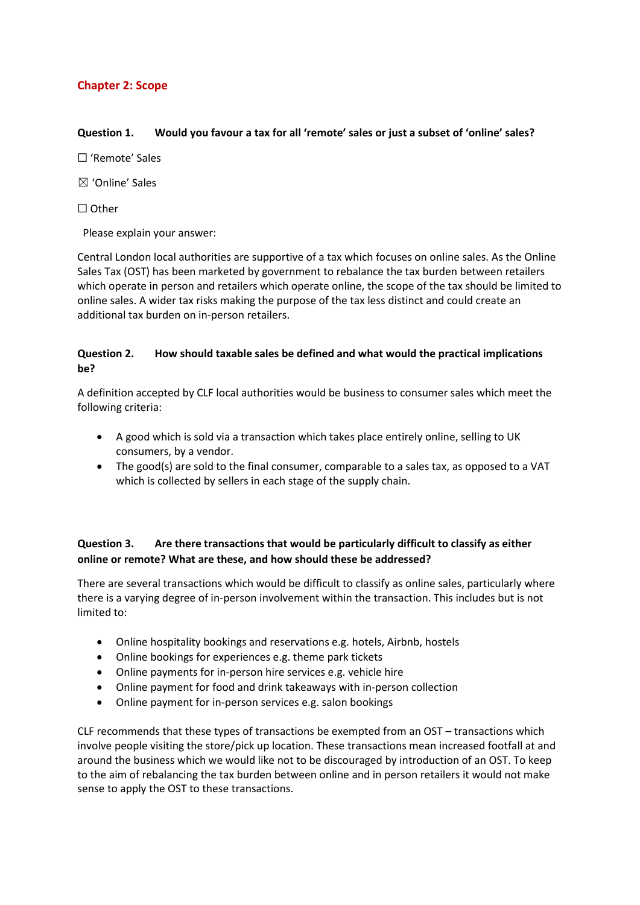## Chapter 2: Scope

**Question 1. Would you favour a tax for all 'remote' sales or just a subset of 'online' sales?**

☐ 'Remote' Sales

☒ 'Online' Sales

☐ Other

Please explain your answer:

Central London local authorities are supportive of a tax which focuses on online sales. As the Online Sales Tax (OST) has been marketed by government to rebalance the tax burden between retailers which operate in person and retailers which operate online, the scope of the tax should be limited to online sales. A wider tax risks making the purpose of the tax less distinct and could create an additional tax burden on in-person retailers.

**Question 2. How should taxable sales be defined and what would the practical implications be?**

A definition accepted by CLF local authorities would be business to consumer sales which meet the following criteria:

- A good which is sold via a transaction which takes place entirely online, selling to UK consumers, by a vendor.
- The good(s) are sold to the final consumer, comparable to a sales tax, as opposed to a VAT which is collected by sellers in each stage of the supply chain.

**Question 3. Are there transactions that would be particularly difficult to classify as either online or remote? What are these, and how should these be addressed?**

There are several transactions which would be difficult to classify as online sales, particularly where there is a varying degree of in-person involvement within the transaction. This includes but is not limited to:

- Online hospitality bookings and reservations e.g. hotels, Airbnb, hostels
- Online bookings for experiences e.g. theme park tickets
- Online payments for in-person hire services e.g. vehicle hire
- Online payment for food and drink takeaways with in-person collection
- Online payment for in-person services e.g. salon bookings

CLF recommends that these types of transactions be exempted from an OST – transactions which involve people visiting the store/pick up location. These transactions mean increased footfall at and around the business which we would like not to be discouraged by introduction of an OST. To keep to the aim of rebalancing the tax burden between online and in person retailers it would not make sense to apply the OST to these transactions.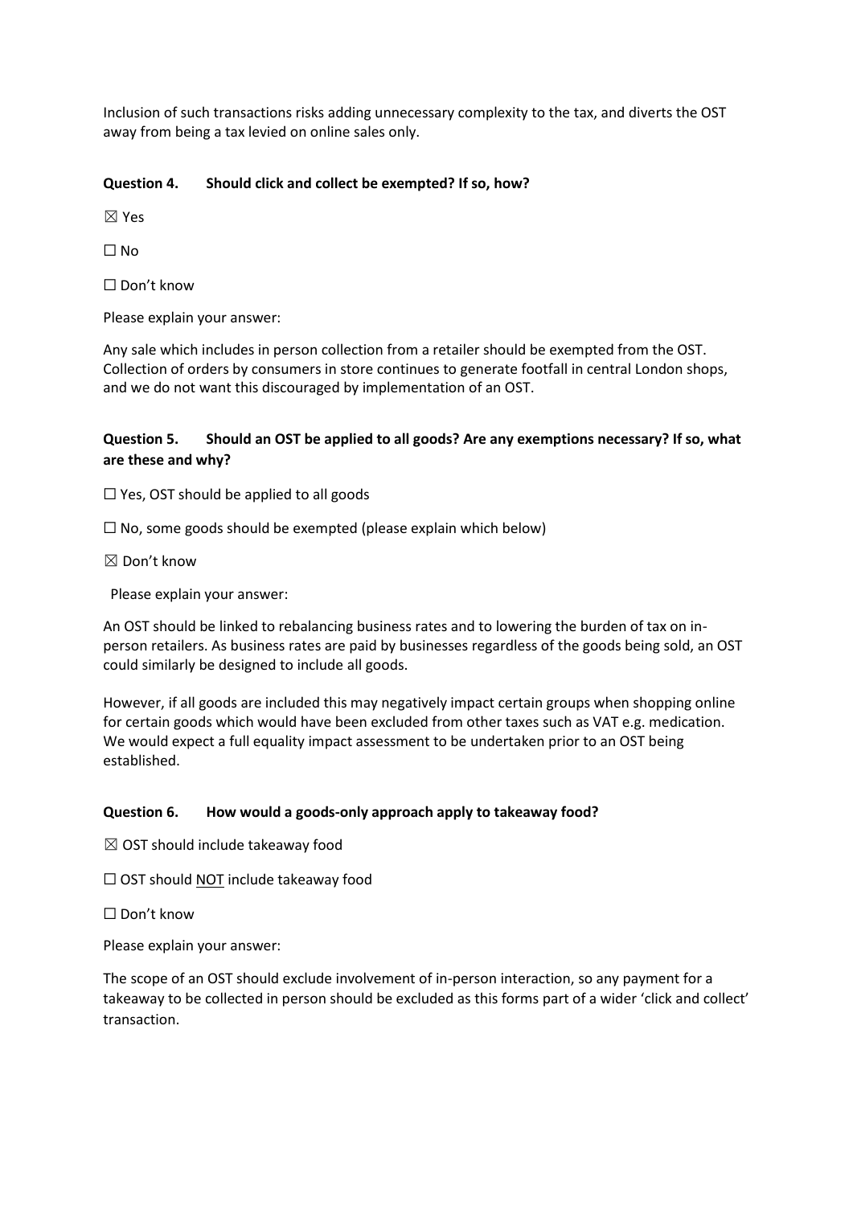Inclusion of such transactions risks adding unnecessary complexity to the tax, and diverts the OST away from being a tax levied on online sales only.

**Question 4. Should click and collect be exempted? If so, how?**

☒ Yes

☐ No

☐ Don't know

Please explain your answer:

Any sale which includes in person collection from a retailer should be exempted from the OST. Collection of orders by consumers in store continues to generate footfall in central London shops, and we do not want this discouraged by implementation of an OST.

**Question 5. Should an OST be applied to all goods? Are any exemptions necessary? If so, what are these and why?**

☐ Yes, OST should be applied to all goods

☐ No, some goods should be exempted (please explain which below)

☒ Don't know

Please explain your answer:

An OST should be linked to rebalancing business rates and to lowering the burden of tax on in-person retailers. As business rates are paid by businesses regardless of the goods being sold, an OST could similarly be designed to include all goods.

However, if all goods are included this may negatively impact certain groups when shopping online for certain goods which would have been excluded from other taxes such as VAT e.g. medication. We would expect a full equality impact assessment to be undertaken prior to an OST being established.

**Question 6. How would a goods-only approach apply to takeaway food?**

☒ OST should include takeaway food

☐ OST should NOT include takeaway food

☐ Don't know

Please explain your answer:

The scope of an OST should exclude involvement of in-person interaction, so any payment for a takeaway to be collected in person should be excluded as this forms part of a wider 'click and collect' transaction.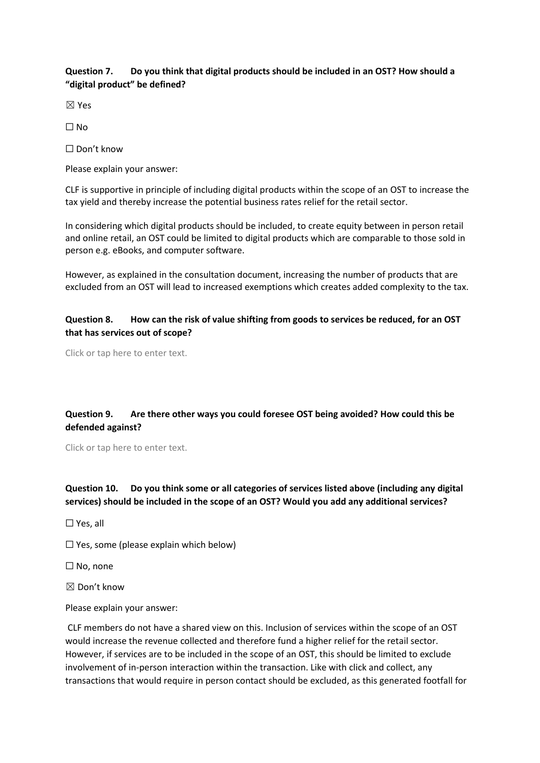**Question 7. Do you think that digital products should be included in an OST? How should a "digital product" be defined?**

☒ Yes

☐ No

☐ Don't know

Please explain your answer:

CLF is supportive in principle of including digital products within the scope of an OST to increase the tax yield and thereby increase the potential business rates relief for the retail sector.

In considering which digital products should be included, to create equity between in person retail and online retail, an OST could be limited to digital products which are comparable to those sold in person e.g. eBooks, and computer software.

However, as explained in the consultation document, increasing the number of products that are excluded from an OST will lead to increased exemptions which creates added complexity to the tax.

**Question 8. How can the risk of value shifting from goods to services be reduced, for an OST that has services out of scope?**

Click or tap here to enter text.

**Question 9. Are there other ways you could foresee OST being avoided? How could this be defended against?**

Click or tap here to enter text.

**Question 10. Do you think some or all categories of services listed above (including any digital services) should be included in the scope of an OST? Would you add any additional services?**

☐ Yes, all

☐ Yes, some (please explain which below)

☐ No, none

☒ Don't know

Please explain your answer:

CLF members do not have a shared view on this. Inclusion of services within the scope of an OST would increase the revenue collected and therefore fund a higher relief for the retail sector. However, if services are to be included in the scope of an OST, this should be limited to exclude involvement of in-person interaction within the transaction. Like with click and collect, any transactions that would require in person contact should be excluded, as this generated footfall for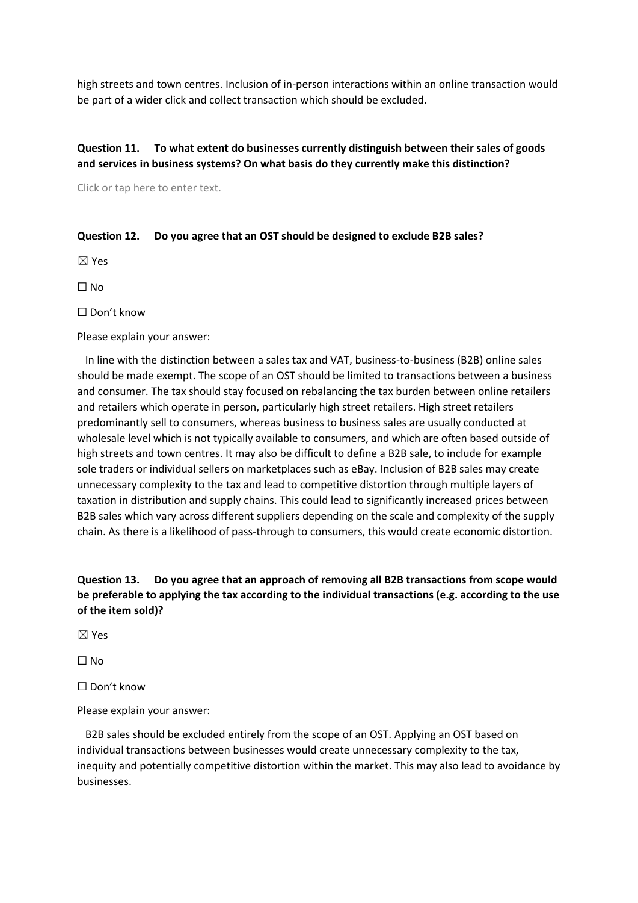high streets and town centres. Inclusion of in-person interactions within an online transaction would be part of a wider click and collect transaction which should be excluded.

**Question 11. To what extent do businesses currently distinguish between their sales of goods and services in business systems? On what basis do they currently make this distinction?**

Click or tap here to enter text.

**Question 12. Do you agree that an OST should be designed to exclude B2B sales?**

☒ Yes

☐ No

☐ Don't know

Please explain your answer:

In line with the distinction between a sales tax and VAT, business-to-business (B2B) online sales should be made exempt. The scope of an OST should be limited to transactions between a business and consumer. The tax should stay focused on rebalancing the tax burden between online retailers and retailers which operate in person, particularly high street retailers. High street retailers predominantly sell to consumers, whereas business to business sales are usually conducted at wholesale level which is not typically available to consumers, and which are often based outside of high streets and town centres. It may also be difficult to define a B2B sale, to include for example sole traders or individual sellers on marketplaces such as eBay. Inclusion of B2B sales may create unnecessary complexity to the tax and lead to competitive distortion through multiple layers of taxation in distribution and supply chains. This could lead to significantly increased prices between B2B sales which vary across different suppliers depending on the scale and complexity of the supply chain. As there is a likelihood of pass-through to consumers, this would create economic distortion.

**Question 13. Do you agree that an approach of removing all B2B transactions from scope would be preferable to applying the tax according to the individual transactions (e.g. according to the use of the item sold)?**

☒ Yes

☐ No

☐ Don't know

Please explain your answer:

B2B sales should be excluded entirely from the scope of an OST. Applying an OST based on individual transactions between businesses would create unnecessary complexity to the tax, inequity and potentially competitive distortion within the market. This may also lead to avoidance by businesses.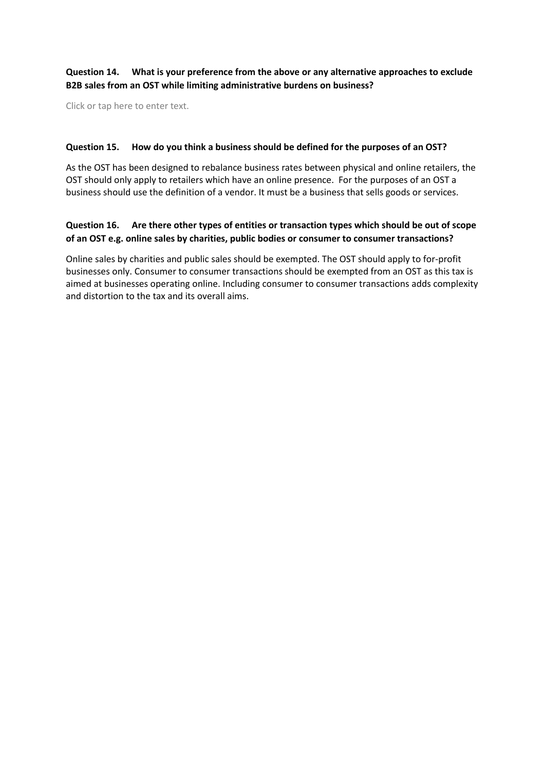**Question 14. What is your preference from the above or any alternative approaches to exclude B2B sales from an OST while limiting administrative burdens on business?**

Click or tap here to enter text.

**Question 15. How do you think a business should be defined for the purposes of an OST?**

As the OST has been designed to rebalance business rates between physical and online retailers, the OST should only apply to retailers which have an online presence. For the purposes of an OST a business should use the definition of a vendor. It must be a business that sells goods or services.

**Question 16. Are there other types of entities or transaction types which should be out of scope of an OST e.g. online sales by charities, public bodies or consumer to consumer transactions?**

Online sales by charities and public sales should be exempted. The OST should apply to for-profit businesses only. Consumer to consumer transactions should be exempted from an OST as this tax is aimed at businesses operating online. Including consumer to consumer transactions adds complexity and distortion to the tax and its overall aims.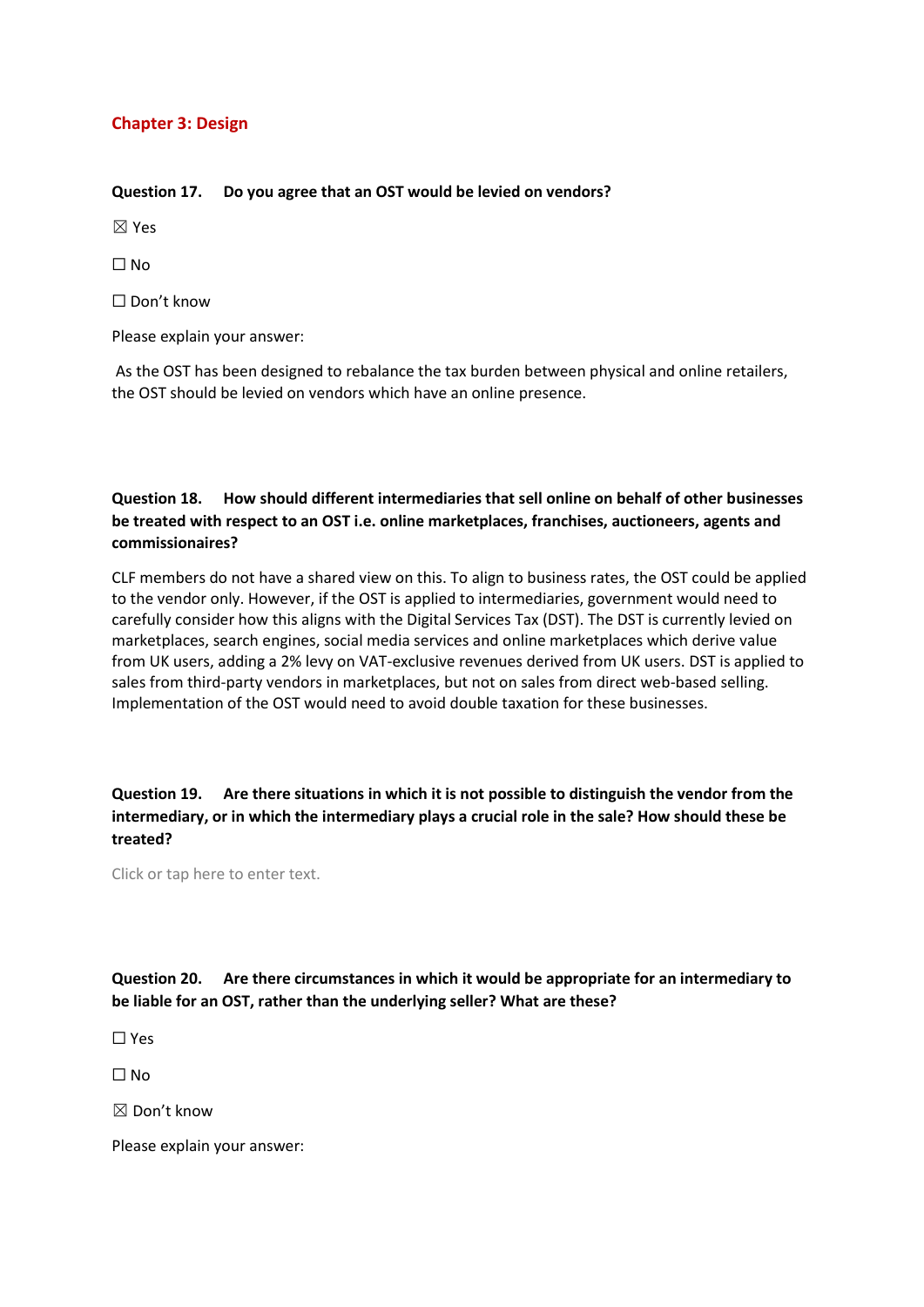## Chapter 3: Design

**Question 17. Do you agree that an OST would be levied on vendors?**

☒ Yes

☐ No

☐ Don't know

Please explain your answer:

As the OST has been designed to rebalance the tax burden between physical and online retailers, the OST should be levied on vendors which have an online presence.

**Question 18. How should different intermediaries that sell online on behalf of other businesses be treated with respect to an OST i.e. online marketplaces, franchises, auctioneers, agents and commissionaires?**

CLF members do not have a shared view on this. To align to business rates, the OST could be applied to the vendor only. However, if the OST is applied to intermediaries, government would need to carefully consider how this aligns with the Digital Services Tax (DST). The DST is currently levied on marketplaces, search engines, social media services and online marketplaces which derive value from UK users, adding a 2% levy on VAT-exclusive revenues derived from UK users. DST is applied to sales from third-party vendors in marketplaces, but not on sales from direct web-based selling. Implementation of the OST would need to avoid double taxation for these businesses.

**Question 19. Are there situations in which it is not possible to distinguish the vendor from the intermediary, or in which the intermediary plays a crucial role in the sale? How should these be treated?**

Click or tap here to enter text.

**Question 20. Are there circumstances in which it would be appropriate for an intermediary to be liable for an OST, rather than the underlying seller? What are these?**

☐ Yes

☐ No

☒ Don't know

Please explain your answer: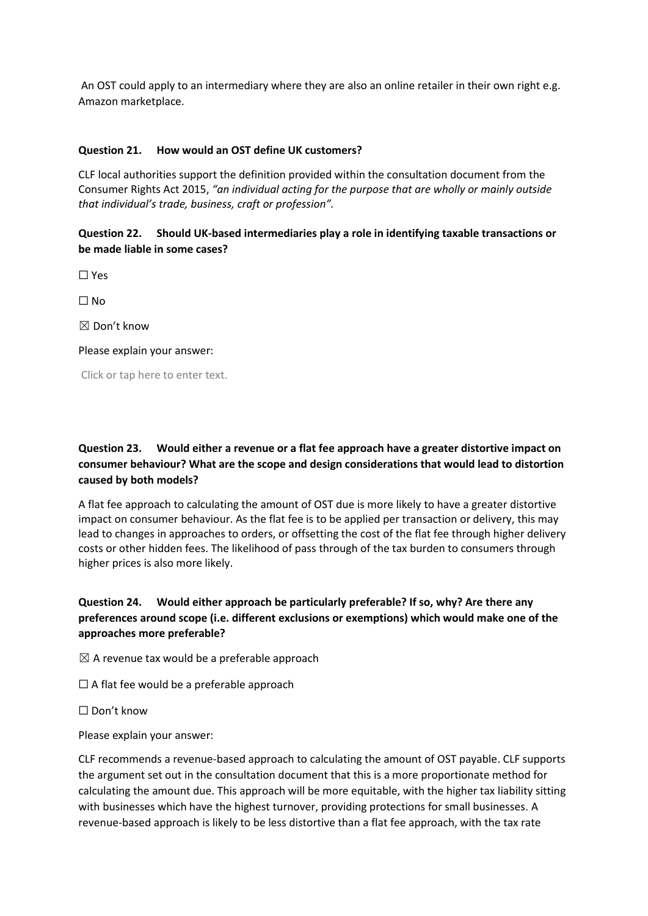An OST could apply to an intermediary where they are also an online retailer in their own right e.g. Amazon marketplace.

**Question 21. How would an OST define UK customers?**

CLF local authorities support the definition provided within the consultation document from the Consumer Rights Act 2015, *"an individual acting for the purpose that are wholly or mainly outside that individual's trade, business, craft or profession".*

**Question 22. Should UK-based intermediaries play a role in identifying taxable transactions or be made liable in some cases?**

☐ Yes

☐ No

☒ Don't know

Please explain your answer:

Click or tap here to enter text.

**Question 23. Would either a revenue or a flat fee approach have a greater distortive impact on consumer behaviour? What are the scope and design considerations that would lead to distortion caused by both models?**

A flat fee approach to calculating the amount of OST due is more likely to have a greater distortive impact on consumer behaviour. As the flat fee is to be applied per transaction or delivery, this may lead to changes in approaches to orders, or offsetting the cost of the flat fee through higher delivery costs or other hidden fees. The likelihood of pass through of the tax burden to consumers through higher prices is also more likely.

**Question 24. Would either approach be particularly preferable? If so, why? Are there any preferences around scope (i.e. different exclusions or exemptions) which would make one of the approaches more preferable?**

☒ A revenue tax would be a preferable approach

☐ A flat fee would be a preferable approach

☐ Don't know

Please explain your answer:

CLF recommends a revenue-based approach to calculating the amount of OST payable. CLF supports the argument set out in the consultation document that this is a more proportionate method for calculating the amount due. This approach will be more equitable, with the higher tax liability sitting with businesses which have the highest turnover, providing protections for small businesses. A revenue-based approach is likely to be less distortive than a flat fee approach, with the tax rate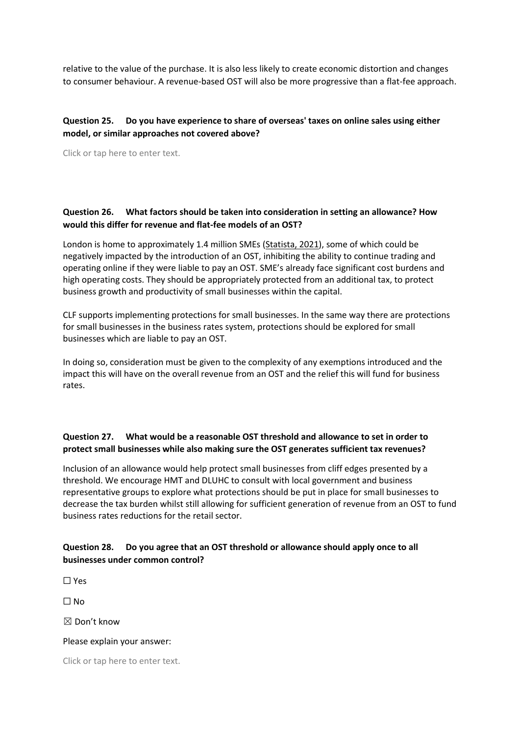relative to the value of the purchase. It is also less likely to create economic distortion and changes to consumer behaviour. A revenue-based OST will also be more progressive than a flat-fee approach.

**Question 25. Do you have experience to share of overseas' taxes on online sales using either model, or similar approaches not covered above?**

Click or tap here to enter text.

**Question 26. What factors should be taken into consideration in setting an allowance? How would this differ for revenue and flat-fee models of an OST?**

London is home to approximately 1.4 million SMEs (Statista, 2021), some of which could be negatively impacted by the introduction of an OST, inhibiting the ability to continue trading and operating online if they were liable to pay an OST. SME's already face significant cost burdens and high operating costs. They should be appropriately protected from an additional tax, to protect business growth and productivity of small businesses within the capital.

CLF supports implementing protections for small businesses. In the same way there are protections for small businesses in the business rates system, protections should be explored for small businesses which are liable to pay an OST.

In doing so, consideration must be given to the complexity of any exemptions introduced and the impact this will have on the overall revenue from an OST and the relief this will fund for business rates.

**Question 27. What would be a reasonable OST threshold and allowance to set in order to protect small businesses while also making sure the OST generates sufficient tax revenues?**

Inclusion of an allowance would help protect small businesses from cliff edges presented by a threshold. We encourage HMT and DLUHC to consult with local government and business representative groups to explore what protections should be put in place for small businesses to decrease the tax burden whilst still allowing for sufficient generation of revenue from an OST to fund business rates reductions for the retail sector.

**Question 28. Do you agree that an OST threshold or allowance should apply once to all businesses under common control?**

☐ Yes

☐ No

☒ Don't know

Please explain your answer:

Click or tap here to enter text.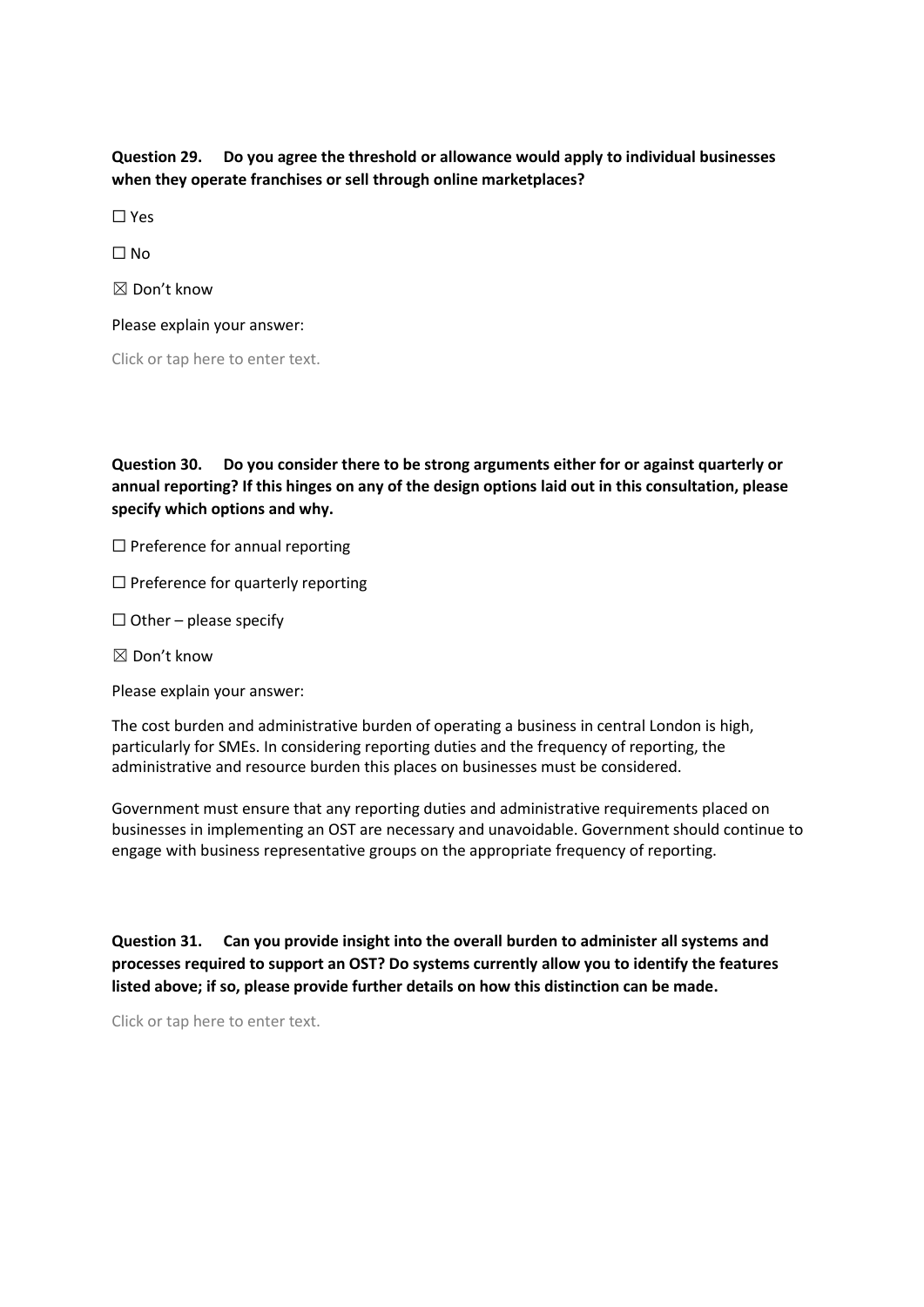**Question 29. Do you agree the threshold or allowance would apply to individual businesses when they operate franchises or sell through online marketplaces?**

☐ Yes

☐ No

☒ Don't know

Please explain your answer:

Click or tap here to enter text.

**Question 30. Do you consider there to be strong arguments either for or against quarterly or annual reporting? If this hinges on any of the design options laid out in this consultation, please specify which options and why.**

☐ Preference for annual reporting

☐ Preference for quarterly reporting

☐ Other – please specify

☒ Don't know

Please explain your answer:

The cost burden and administrative burden of operating a business in central London is high, particularly for SMEs. In considering reporting duties and the frequency of reporting, the administrative and resource burden this places on businesses must be considered.

Government must ensure that any reporting duties and administrative requirements placed on businesses in implementing an OST are necessary and unavoidable. Government should continue to engage with business representative groups on the appropriate frequency of reporting.

**Question 31. Can you provide insight into the overall burden to administer all systems and processes required to support an OST? Do systems currently allow you to identify the features listed above; if so, please provide further details on how this distinction can be made.**

Click or tap here to enter text.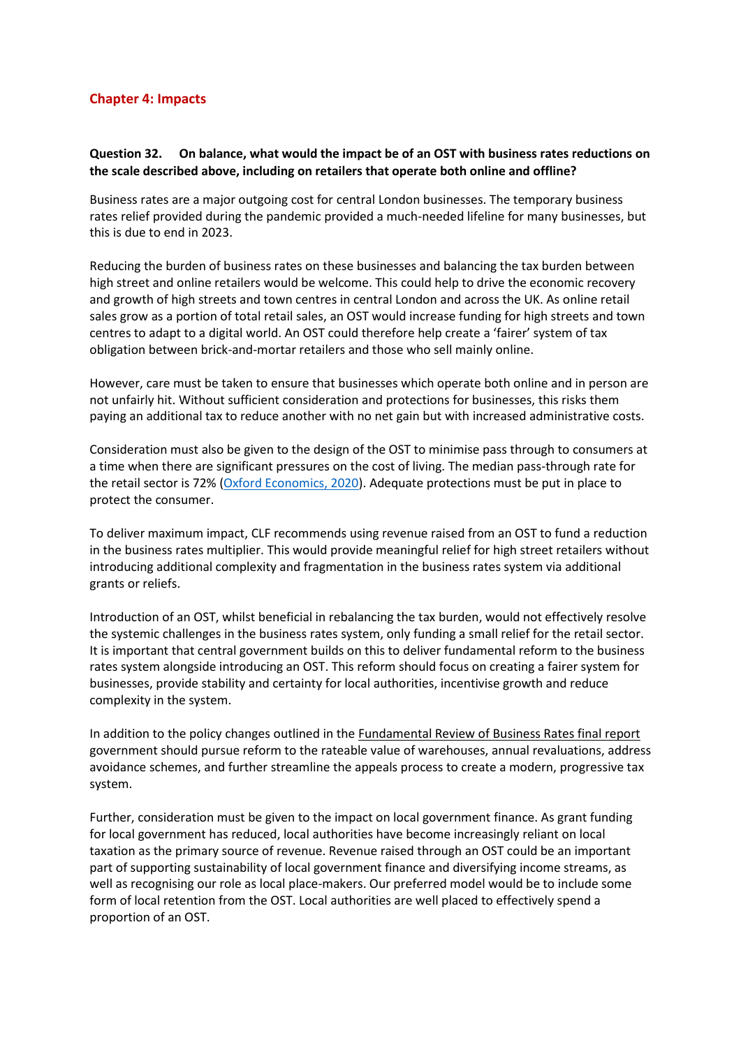## Chapter 4: Impacts

**Question 32. On balance, what would the impact be of an OST with business rates reductions on the scale described above, including on retailers that operate both online and offline?**

Business rates are a major outgoing cost for central London businesses. The temporary business rates relief provided during the pandemic provided a much-needed lifeline for many businesses, but this is due to end in 2023.

Reducing the burden of business rates on these businesses and balancing the tax burden between high street and online retailers would be welcome. This could help to drive the economic recovery and growth of high streets and town centres in central London and across the UK. As online retail sales grow as a portion of total retail sales, an OST would increase funding for high streets and town centres to adapt to a digital world. An OST could therefore help create a 'fairer' system of tax obligation between brick-and-mortar retailers and those who sell mainly online.

However, care must be taken to ensure that businesses which operate both online and in person are not unfairly hit. Without sufficient consideration and protections for businesses, this risks them paying an additional tax to reduce another with no net gain but with increased administrative costs.

Consideration must also be given to the design of the OST to minimise pass through to consumers at a time when there are significant pressures on the cost of living. The median pass-through rate for the retail sector is 72% (Oxford Economics, 2020). Adequate protections must be put in place to protect the consumer.

To deliver maximum impact, CLF recommends using revenue raised from an OST to fund a reduction in the business rates multiplier. This would provide meaningful relief for high street retailers without introducing additional complexity and fragmentation in the business rates system via additional grants or reliefs.

Introduction of an OST, whilst beneficial in rebalancing the tax burden, would not effectively resolve the systemic challenges in the business rates system, only funding a small relief for the retail sector. It is important that central government builds on this to deliver fundamental reform to the business rates system alongside introducing an OST. This reform should focus on creating a fairer system for businesses, provide stability and certainty for local authorities, incentivise growth and reduce complexity in the system.

In addition to the policy changes outlined in the Fundamental Review of Business Rates final report government should pursue reform to the rateable value of warehouses, annual revaluations, address avoidance schemes, and further streamline the appeals process to create a modern, progressive tax system.

Further, consideration must be given to the impact on local government finance. As grant funding for local government has reduced, local authorities have become increasingly reliant on local taxation as the primary source of revenue. Revenue raised through an OST could be an important part of supporting sustainability of local government finance and diversifying income streams, as well as recognising our role as local place-makers. Our preferred model would be to include some form of local retention from the OST. Local authorities are well placed to effectively spend a proportion of an OST.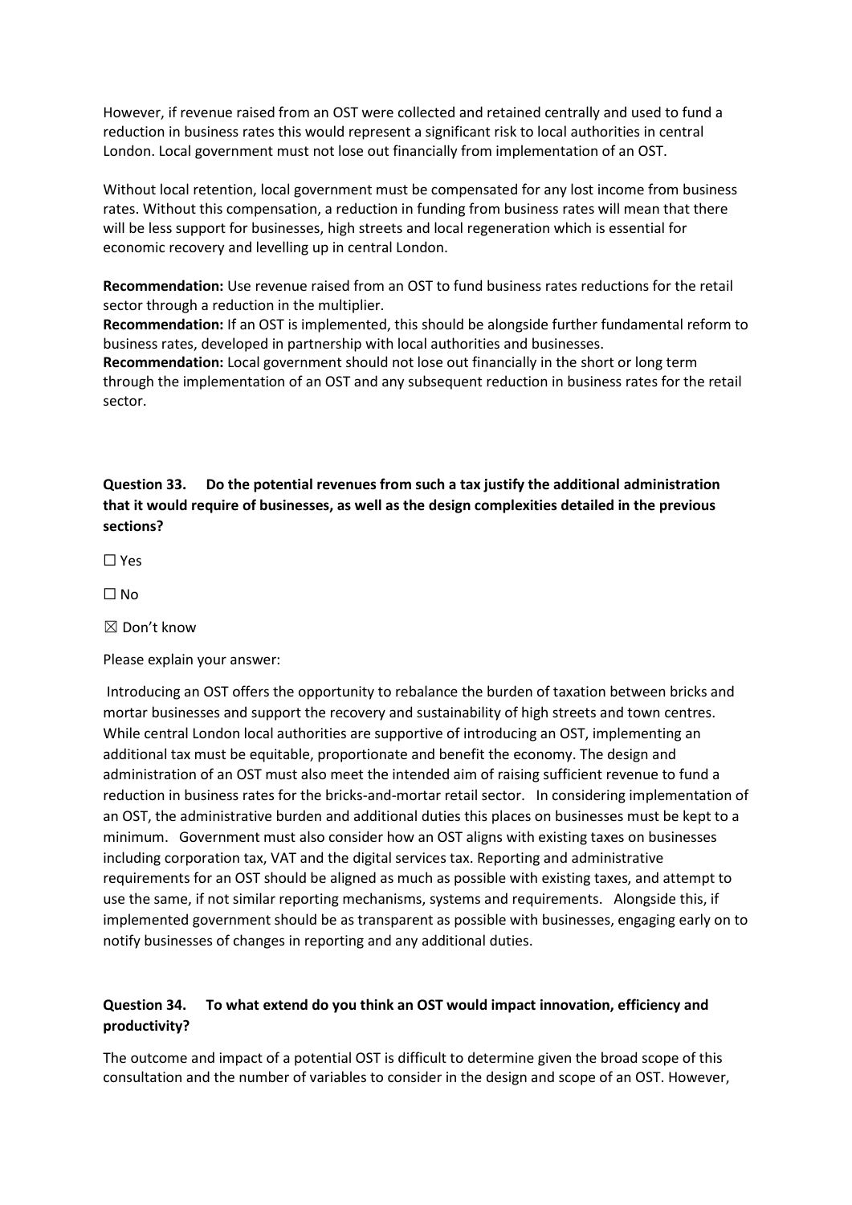However, if revenue raised from an OST were collected and retained centrally and used to fund a reduction in business rates this would represent a significant risk to local authorities in central London. Local government must not lose out financially from implementation of an OST.

Without local retention, local government must be compensated for any lost income from business rates. Without this compensation, a reduction in funding from business rates will mean that there will be less support for businesses, high streets and local regeneration which is essential for economic recovery and levelling up in central London.

**Recommendation:** Use revenue raised from an OST to fund business rates reductions for the retail sector through a reduction in the multiplier.
**Recommendation:** If an OST is implemented, this should be alongside further fundamental reform to business rates, developed in partnership with local authorities and businesses.
**Recommendation:** Local government should not lose out financially in the short or long term through the implementation of an OST and any subsequent reduction in business rates for the retail sector.

**Question 33. Do the potential revenues from such a tax justify the additional administration that it would require of businesses, as well as the design complexities detailed in the previous sections?**

☐ Yes

☐ No

☒ Don't know

Please explain your answer:

Introducing an OST offers the opportunity to rebalance the burden of taxation between bricks and mortar businesses and support the recovery and sustainability of high streets and town centres. While central London local authorities are supportive of introducing an OST, implementing an additional tax must be equitable, proportionate and benefit the economy. The design and administration of an OST must also meet the intended aim of raising sufficient revenue to fund a reduction in business rates for the bricks-and-mortar retail sector. In considering implementation of an OST, the administrative burden and additional duties this places on businesses must be kept to a minimum. Government must also consider how an OST aligns with existing taxes on businesses including corporation tax, VAT and the digital services tax. Reporting and administrative requirements for an OST should be aligned as much as possible with existing taxes, and attempt to use the same, if not similar reporting mechanisms, systems and requirements. Alongside this, if implemented government should be as transparent as possible with businesses, engaging early on to notify businesses of changes in reporting and any additional duties.

**Question 34. To what extend do you think an OST would impact innovation, efficiency and productivity?**

The outcome and impact of a potential OST is difficult to determine given the broad scope of this consultation and the number of variables to consider in the design and scope of an OST. However,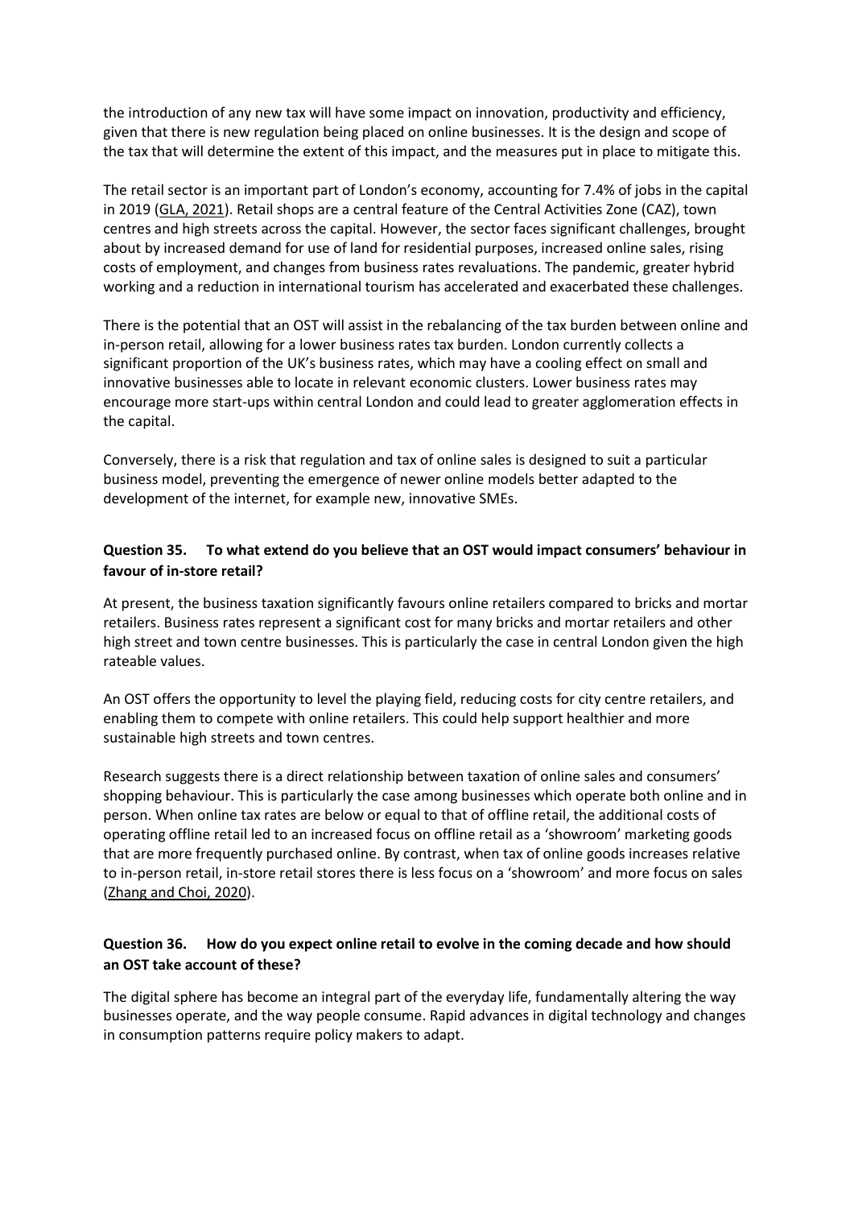the introduction of any new tax will have some impact on innovation, productivity and efficiency, given that there is new regulation being placed on online businesses. It is the design and scope of the tax that will determine the extent of this impact, and the measures put in place to mitigate this.

The retail sector is an important part of London's economy, accounting for 7.4% of jobs in the capital in 2019 (GLA, 2021). Retail shops are a central feature of the Central Activities Zone (CAZ), town centres and high streets across the capital. However, the sector faces significant challenges, brought about by increased demand for use of land for residential purposes, increased online sales, rising costs of employment, and changes from business rates revaluations. The pandemic, greater hybrid working and a reduction in international tourism has accelerated and exacerbated these challenges.

There is the potential that an OST will assist in the rebalancing of the tax burden between online and in-person retail, allowing for a lower business rates tax burden. London currently collects a significant proportion of the UK's business rates, which may have a cooling effect on small and innovative businesses able to locate in relevant economic clusters. Lower business rates may encourage more start-ups within central London and could lead to greater agglomeration effects in the capital.

Conversely, there is a risk that regulation and tax of online sales is designed to suit a particular business model, preventing the emergence of newer online models better adapted to the development of the internet, for example new, innovative SMEs.

### Question 35. To what extend do you believe that an OST would impact consumers' behaviour in favour of in-store retail?

At present, the business taxation significantly favours online retailers compared to bricks and mortar retailers. Business rates represent a significant cost for many bricks and mortar retailers and other high street and town centre businesses. This is particularly the case in central London given the high rateable values.

An OST offers the opportunity to level the playing field, reducing costs for city centre retailers, and enabling them to compete with online retailers. This could help support healthier and more sustainable high streets and town centres.

Research suggests there is a direct relationship between taxation of online sales and consumers' shopping behaviour. This is particularly the case among businesses which operate both online and in person. When online tax rates are below or equal to that of offline retail, the additional costs of operating offline retail led to an increased focus on offline retail as a 'showroom' marketing goods that are more frequently purchased online. By contrast, when tax of online goods increases relative to in-person retail, in-store retail stores there is less focus on a 'showroom' and more focus on sales (Zhang and Choi, 2020).

### Question 36. How do you expect online retail to evolve in the coming decade and how should an OST take account of these?

The digital sphere has become an integral part of the everyday life, fundamentally altering the way businesses operate, and the way people consume. Rapid advances in digital technology and changes in consumption patterns require policy makers to adapt.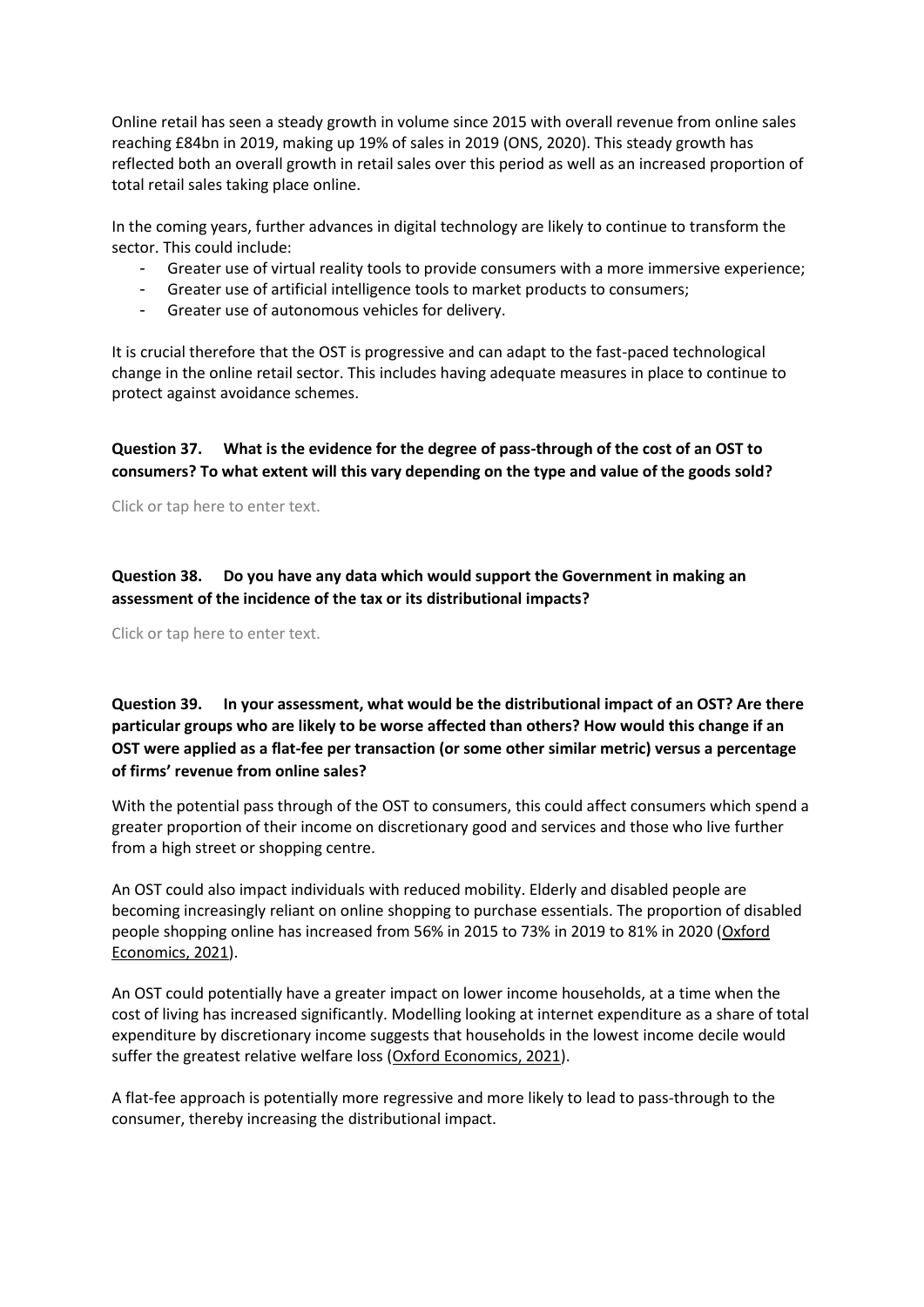Online retail has seen a steady growth in volume since 2015 with overall revenue from online sales reaching £84bn in 2019, making up 19% of sales in 2019 (ONS, 2020). This steady growth has reflected both an overall growth in retail sales over this period as well as an increased proportion of total retail sales taking place online.

In the coming years, further advances in digital technology are likely to continue to transform the sector. This could include:

- Greater use of virtual reality tools to provide consumers with a more immersive experience;
- Greater use of artificial intelligence tools to market products to consumers;
- Greater use of autonomous vehicles for delivery.

It is crucial therefore that the OST is progressive and can adapt to the fast-paced technological change in the online retail sector. This includes having adequate measures in place to continue to protect against avoidance schemes.

**Question 37. What is the evidence for the degree of pass-through of the cost of an OST to consumers? To what extent will this vary depending on the type and value of the goods sold?**

Click or tap here to enter text.

**Question 38. Do you have any data which would support the Government in making an assessment of the incidence of the tax or its distributional impacts?**

Click or tap here to enter text.

**Question 39. In your assessment, what would be the distributional impact of an OST? Are there particular groups who are likely to be worse affected than others? How would this change if an OST were applied as a flat-fee per transaction (or some other similar metric) versus a percentage of firms' revenue from online sales?**

With the potential pass through of the OST to consumers, this could affect consumers which spend a greater proportion of their income on discretionary good and services and those who live further from a high street or shopping centre.

An OST could also impact individuals with reduced mobility. Elderly and disabled people are becoming increasingly reliant on online shopping to purchase essentials. The proportion of disabled people shopping online has increased from 56% in 2015 to 73% in 2019 to 81% in 2020 (Oxford Economics, 2021).

An OST could potentially have a greater impact on lower income households, at a time when the cost of living has increased significantly. Modelling looking at internet expenditure as a share of total expenditure by discretionary income suggests that households in the lowest income decile would suffer the greatest relative welfare loss (Oxford Economics, 2021).

A flat-fee approach is potentially more regressive and more likely to lead to pass-through to the consumer, thereby increasing the distributional impact.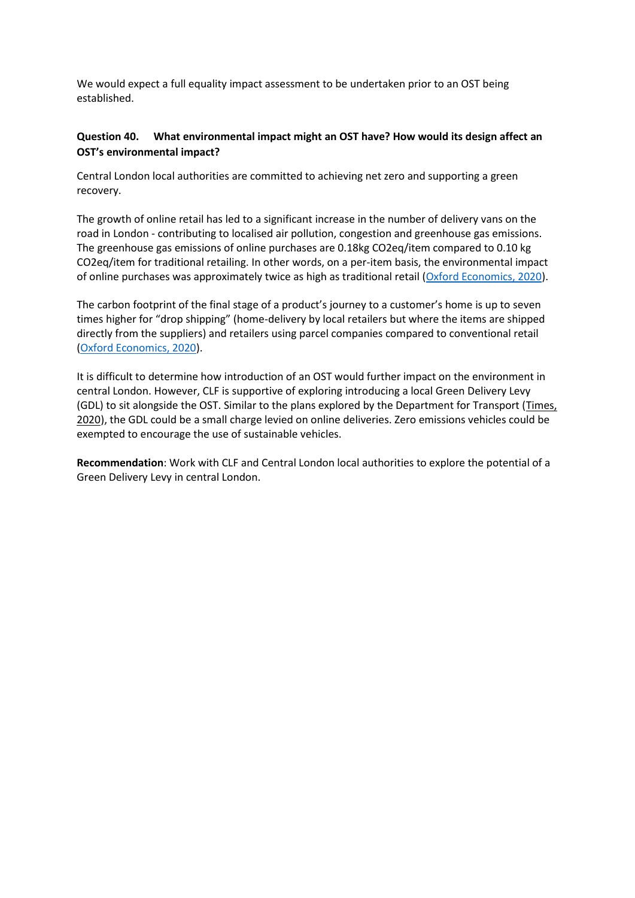We would expect a full equality impact assessment to be undertaken prior to an OST being established.

**Question 40. What environmental impact might an OST have? How would its design affect an OST's environmental impact?**

Central London local authorities are committed to achieving net zero and supporting a green recovery.

The growth of online retail has led to a significant increase in the number of delivery vans on the road in London - contributing to localised air pollution, congestion and greenhouse gas emissions. The greenhouse gas emissions of online purchases are 0.18kg $CO_2$eq/item compared to 0.10 kg $CO_2$eq/item for traditional retailing. In other words, on a per-item basis, the environmental impact of online purchases was approximately twice as high as traditional retail (Oxford Economics, 2020).

The carbon footprint of the final stage of a product's journey to a customer's home is up to seven times higher for "drop shipping" (home-delivery by local retailers but where the items are shipped directly from the suppliers) and retailers using parcel companies compared to conventional retail (Oxford Economics, 2020).

It is difficult to determine how introduction of an OST would further impact on the environment in central London. However, CLF is supportive of exploring introducing a local Green Delivery Levy (GDL) to sit alongside the OST. Similar to the plans explored by the Department for Transport (Times, 2020), the GDL could be a small charge levied on online deliveries. Zero emissions vehicles could be exempted to encourage the use of sustainable vehicles.

**Recommendation**: Work with CLF and Central London local authorities to explore the potential of a Green Delivery Levy in central London.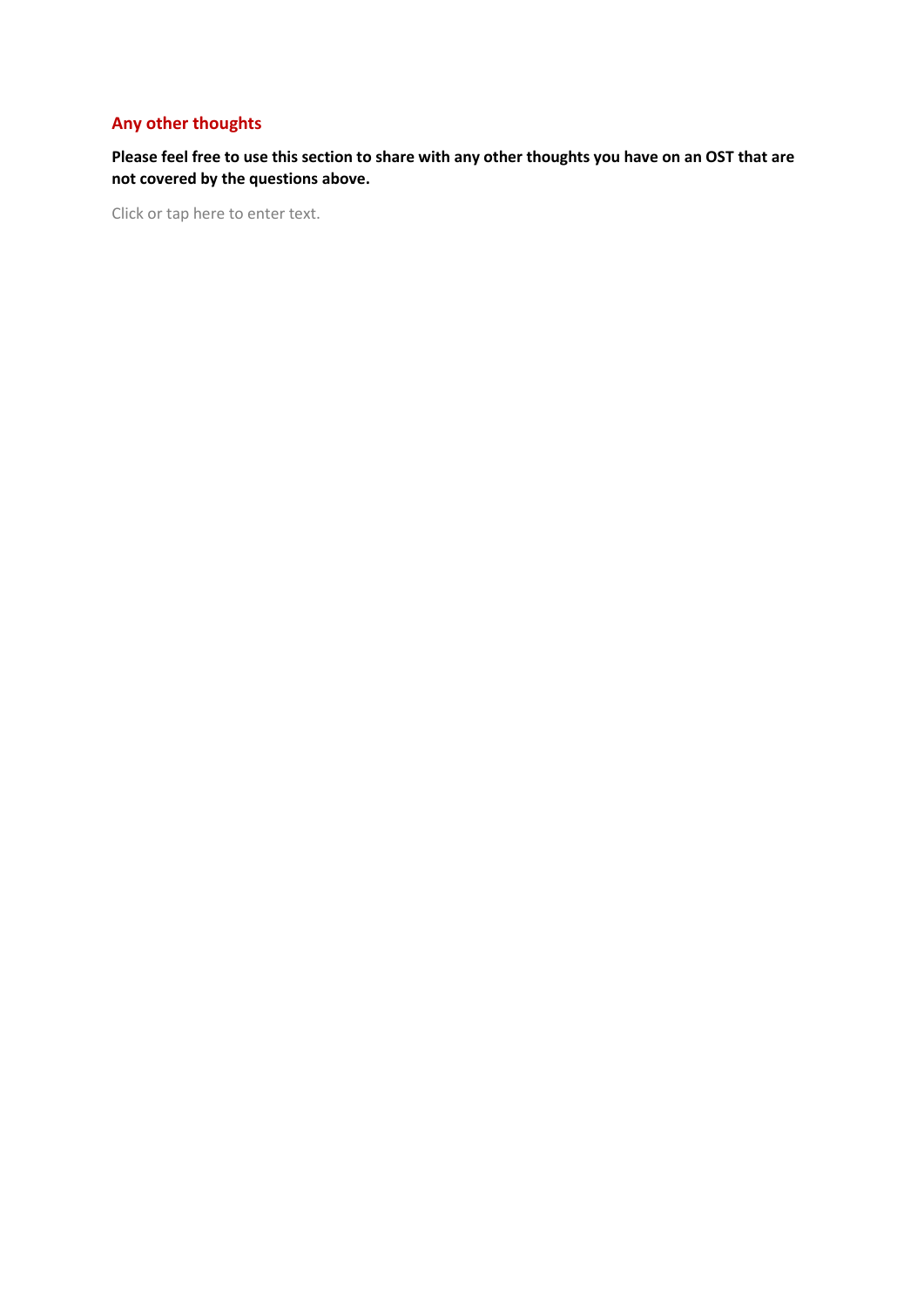## Any other thoughts

**Please feel free to use this section to share with any other thoughts you have on an OST that are not covered by the questions above.**

Click or tap here to enter text.